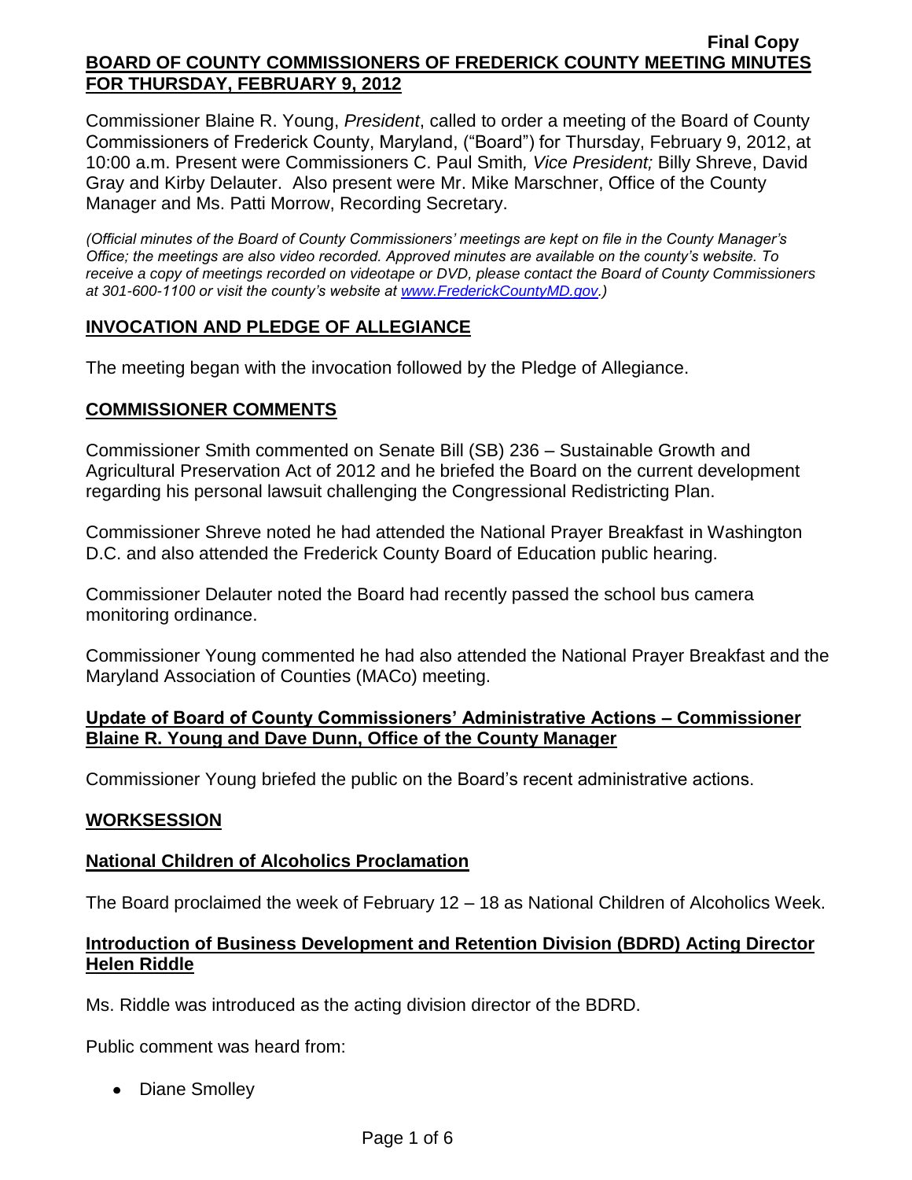**Final Copy**

**BOARD OF COUNTY COMMISSIONERS OF FREDERICK COUNTY MEETING MINUTES FOR THURSDAY, FEBRUARY 9, 2012**

Commissioner Blaine R. Young, *President*, called to order a meeting of the Board of County Commissioners of Frederick County, Maryland, ("Board") for Thursday, February 9, 2012, at 10:00 a.m. Present were Commissioners C. Paul Smith*, Vice President;* Billy Shreve, David Gray and Kirby Delauter. Also present were Mr. Mike Marschner, Office of the County Manager and Ms. Patti Morrow, Recording Secretary.

*(Official minutes of the Board of County Commissioners' meetings are kept on file in the County Manager's Office; the meetings are also video recorded. Approved minutes are available on the county's website. To receive a copy of meetings recorded on videotape or DVD, please contact the Board of County Commissioners at 301-600-1100 or visit the county's website at www.FrederickCountyMD.gov.)*

## INVOCATION AND PLEDGE OF ALLEGIANCE

The meeting began with the invocation followed by the Pledge of Allegiance.

## COMMISSIONER COMMENTS

Commissioner Smith commented on Senate Bill (SB) 236 – Sustainable Growth and Agricultural Preservation Act of 2012 and he briefed the Board on the current development regarding his personal lawsuit challenging the Congressional Redistricting Plan.

Commissioner Shreve noted he had attended the National Prayer Breakfast in Washington D.C. and also attended the Frederick County Board of Education public hearing.

Commissioner Delauter noted the Board had recently passed the school bus camera monitoring ordinance.

Commissioner Young commented he had also attended the National Prayer Breakfast and the Maryland Association of Counties (MACo) meeting.

## Update of Board of County Commissioners' Administrative Actions – Commissioner Blaine R. Young and Dave Dunn, Office of the County Manager

Commissioner Young briefed the public on the Board's recent administrative actions.

## WORKSESSION

### National Children of Alcoholics Proclamation

The Board proclaimed the week of February 12 – 18 as National Children of Alcoholics Week.

### Introduction of Business Development and Retention Division (BDRD) Acting Director Helen Riddle

Ms. Riddle was introduced as the acting division director of the BDRD.

Public comment was heard from:

- Diane Smolley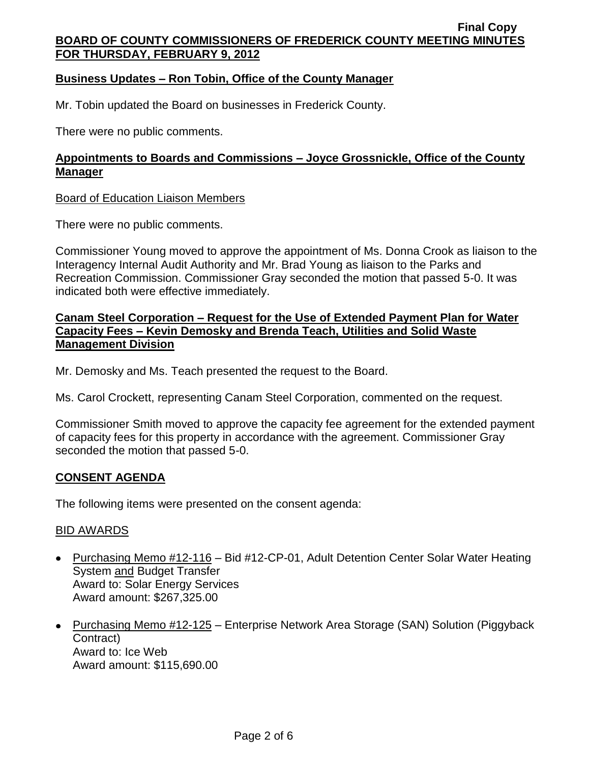## Business Updates – Ron Tobin, Office of the County Manager

Mr. Tobin updated the Board on businesses in Frederick County.

There were no public comments.

## Appointments to Boards and Commissions – Joyce Grossnickle, Office of the County Manager

Board of Education Liaison Members

There were no public comments.

Commissioner Young moved to approve the appointment of Ms. Donna Crook as liaison to the Interagency Internal Audit Authority and Mr. Brad Young as liaison to the Parks and Recreation Commission. Commissioner Gray seconded the motion that passed 5-0. It was indicated both were effective immediately.

## Canam Steel Corporation – Request for the Use of Extended Payment Plan for Water Capacity Fees – Kevin Demosky and Brenda Teach, Utilities and Solid Waste Management Division

Mr. Demosky and Ms. Teach presented the request to the Board.

Ms. Carol Crockett, representing Canam Steel Corporation, commented on the request.

Commissioner Smith moved to approve the capacity fee agreement for the extended payment of capacity fees for this property in accordance with the agreement. Commissioner Gray seconded the motion that passed 5-0.

## CONSENT AGENDA

The following items were presented on the consent agenda:

BID AWARDS

- Purchasing Memo #12-116 – Bid #12-CP-01, Adult Detention Center Solar Water Heating System and Budget Transfer
  Award to: Solar Energy Services
  Award amount: $267,325.00

- Purchasing Memo #12-125 – Enterprise Network Area Storage (SAN) Solution (Piggyback Contract)
  Award to: Ice Web
  Award amount: $115,690.00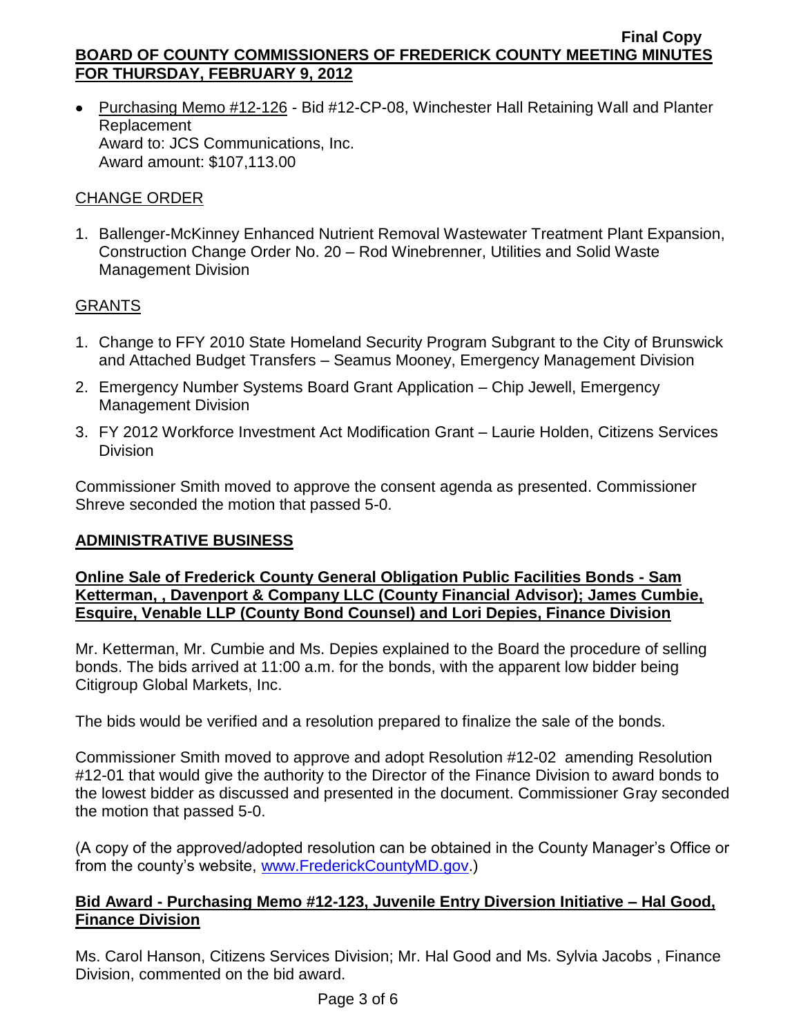- Purchasing Memo #12-126 - Bid #12-CP-08, Winchester Hall Retaining Wall and Planter Replacement
  Award to: JCS Communications, Inc.
  Award amount: $107,113.00

CHANGE ORDER

1. Ballenger-McKinney Enhanced Nutrient Removal Wastewater Treatment Plant Expansion, Construction Change Order No. 20 – Rod Winebrenner, Utilities and Solid Waste Management Division

GRANTS

1. Change to FFY 2010 State Homeland Security Program Subgrant to the City of Brunswick and Attached Budget Transfers – Seamus Mooney, Emergency Management Division
2. Emergency Number Systems Board Grant Application – Chip Jewell, Emergency Management Division
3. FY 2012 Workforce Investment Act Modification Grant – Laurie Holden, Citizens Services Division

Commissioner Smith moved to approve the consent agenda as presented. Commissioner Shreve seconded the motion that passed 5-0.

## ADMINISTRATIVE BUSINESS

### Online Sale of Frederick County General Obligation Public Facilities Bonds - Sam Ketterman, , Davenport & Company LLC (County Financial Advisor); James Cumbie, Esquire, Venable LLP (County Bond Counsel) and Lori Depies, Finance Division

Mr. Ketterman, Mr. Cumbie and Ms. Depies explained to the Board the procedure of selling bonds. The bids arrived at 11:00 a.m. for the bonds, with the apparent low bidder being Citigroup Global Markets, Inc.

The bids would be verified and a resolution prepared to finalize the sale of the bonds.

Commissioner Smith moved to approve and adopt Resolution #12-02 amending Resolution #12-01 that would give the authority to the Director of the Finance Division to award bonds to the lowest bidder as discussed and presented in the document. Commissioner Gray seconded the motion that passed 5-0.

(A copy of the approved/adopted resolution can be obtained in the County Manager's Office or from the county's website, www.FrederickCountyMD.gov.)

### Bid Award - Purchasing Memo #12-123, Juvenile Entry Diversion Initiative – Hal Good, Finance Division

Ms. Carol Hanson, Citizens Services Division; Mr. Hal Good and Ms. Sylvia Jacobs , Finance Division, commented on the bid award.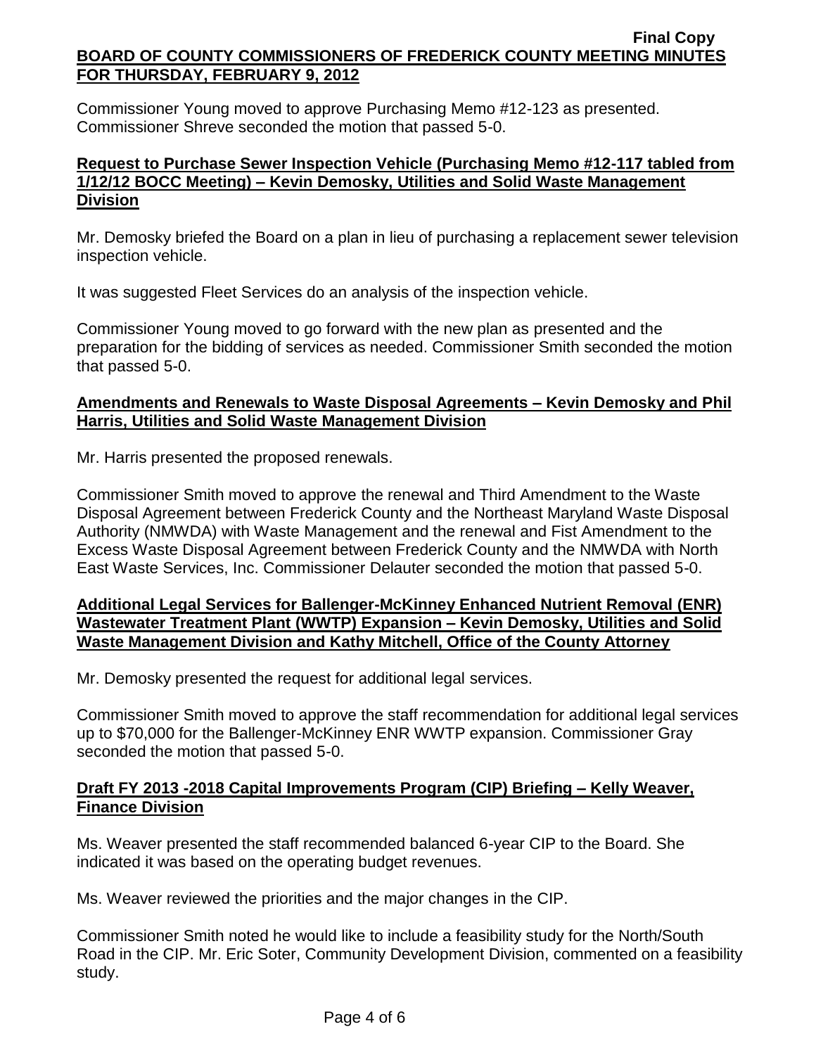Commissioner Young moved to approve Purchasing Memo #12-123 as presented. Commissioner Shreve seconded the motion that passed 5-0.

**Request to Purchase Sewer Inspection Vehicle (Purchasing Memo #12-117 tabled from 1/12/12 BOCC Meeting) – Kevin Demosky, Utilities and Solid Waste Management Division**

Mr. Demosky briefed the Board on a plan in lieu of purchasing a replacement sewer television inspection vehicle.

It was suggested Fleet Services do an analysis of the inspection vehicle.

Commissioner Young moved to go forward with the new plan as presented and the preparation for the bidding of services as needed. Commissioner Smith seconded the motion that passed 5-0.

**Amendments and Renewals to Waste Disposal Agreements – Kevin Demosky and Phil Harris, Utilities and Solid Waste Management Division**

Mr. Harris presented the proposed renewals.

Commissioner Smith moved to approve the renewal and Third Amendment to the Waste Disposal Agreement between Frederick County and the Northeast Maryland Waste Disposal Authority (NMWDA) with Waste Management and the renewal and Fist Amendment to the Excess Waste Disposal Agreement between Frederick County and the NMWDA with North East Waste Services, Inc. Commissioner Delauter seconded the motion that passed 5-0.

**Additional Legal Services for Ballenger-McKinney Enhanced Nutrient Removal (ENR) Wastewater Treatment Plant (WWTP) Expansion – Kevin Demosky, Utilities and Solid Waste Management Division and Kathy Mitchell, Office of the County Attorney**

Mr. Demosky presented the request for additional legal services.

Commissioner Smith moved to approve the staff recommendation for additional legal services up to $70,000 for the Ballenger-McKinney ENR WWTP expansion. Commissioner Gray seconded the motion that passed 5-0.

**Draft FY 2013 -2018 Capital Improvements Program (CIP) Briefing – Kelly Weaver, Finance Division**

Ms. Weaver presented the staff recommended balanced 6-year CIP to the Board. She indicated it was based on the operating budget revenues.

Ms. Weaver reviewed the priorities and the major changes in the CIP.

Commissioner Smith noted he would like to include a feasibility study for the North/South Road in the CIP. Mr. Eric Soter, Community Development Division, commented on a feasibility study.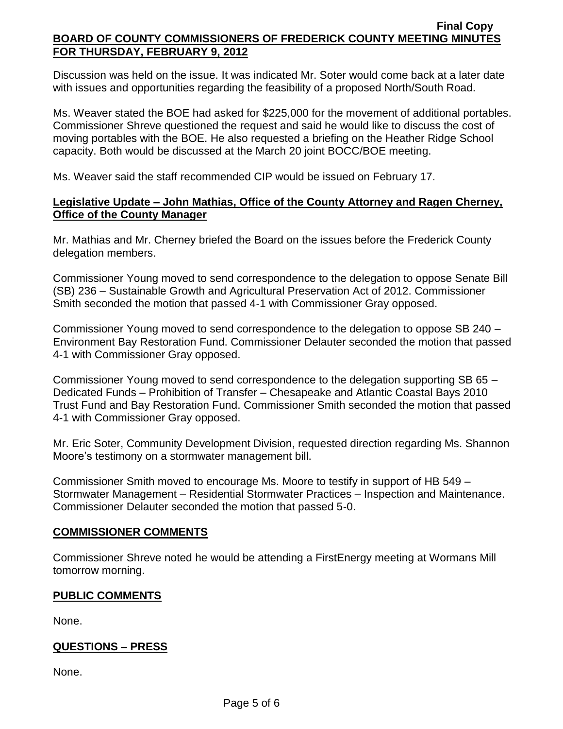Discussion was held on the issue. It was indicated Mr. Soter would come back at a later date with issues and opportunities regarding the feasibility of a proposed North/South Road.

Ms. Weaver stated the BOE had asked for $225,000 for the movement of additional portables. Commissioner Shreve questioned the request and said he would like to discuss the cost of moving portables with the BOE. He also requested a briefing on the Heather Ridge School capacity. Both would be discussed at the March 20 joint BOCC/BOE meeting.

Ms. Weaver said the staff recommended CIP would be issued on February 17.

**Legislative Update – John Mathias, Office of the County Attorney and Ragen Cherney, Office of the County Manager**

Mr. Mathias and Mr. Cherney briefed the Board on the issues before the Frederick County delegation members.

Commissioner Young moved to send correspondence to the delegation to oppose Senate Bill (SB) 236 – Sustainable Growth and Agricultural Preservation Act of 2012. Commissioner Smith seconded the motion that passed 4-1 with Commissioner Gray opposed.

Commissioner Young moved to send correspondence to the delegation to oppose SB 240 – Environment Bay Restoration Fund. Commissioner Delauter seconded the motion that passed 4-1 with Commissioner Gray opposed.

Commissioner Young moved to send correspondence to the delegation supporting SB 65 – Dedicated Funds – Prohibition of Transfer – Chesapeake and Atlantic Coastal Bays 2010 Trust Fund and Bay Restoration Fund. Commissioner Smith seconded the motion that passed 4-1 with Commissioner Gray opposed.

Mr. Eric Soter, Community Development Division, requested direction regarding Ms. Shannon Moore's testimony on a stormwater management bill.

Commissioner Smith moved to encourage Ms. Moore to testify in support of HB 549 – Stormwater Management – Residential Stormwater Practices – Inspection and Maintenance. Commissioner Delauter seconded the motion that passed 5-0.

## COMMISSIONER COMMENTS

Commissioner Shreve noted he would be attending a FirstEnergy meeting at Wormans Mill tomorrow morning.

## PUBLIC COMMENTS

None.

## QUESTIONS – PRESS

None.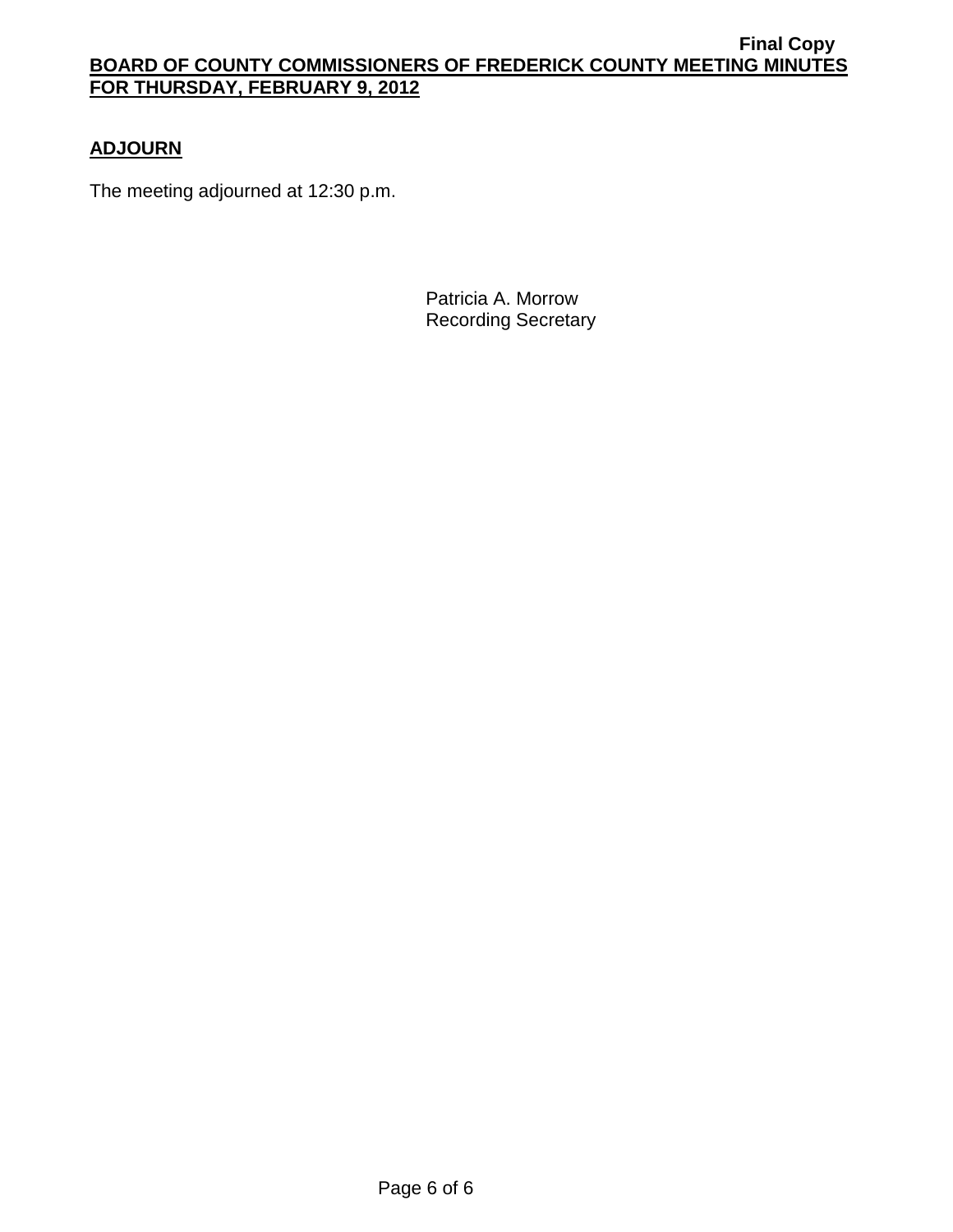## ADJOURN

The meeting adjourned at 12:30 p.m.

Patricia A. Morrow
Recording Secretary